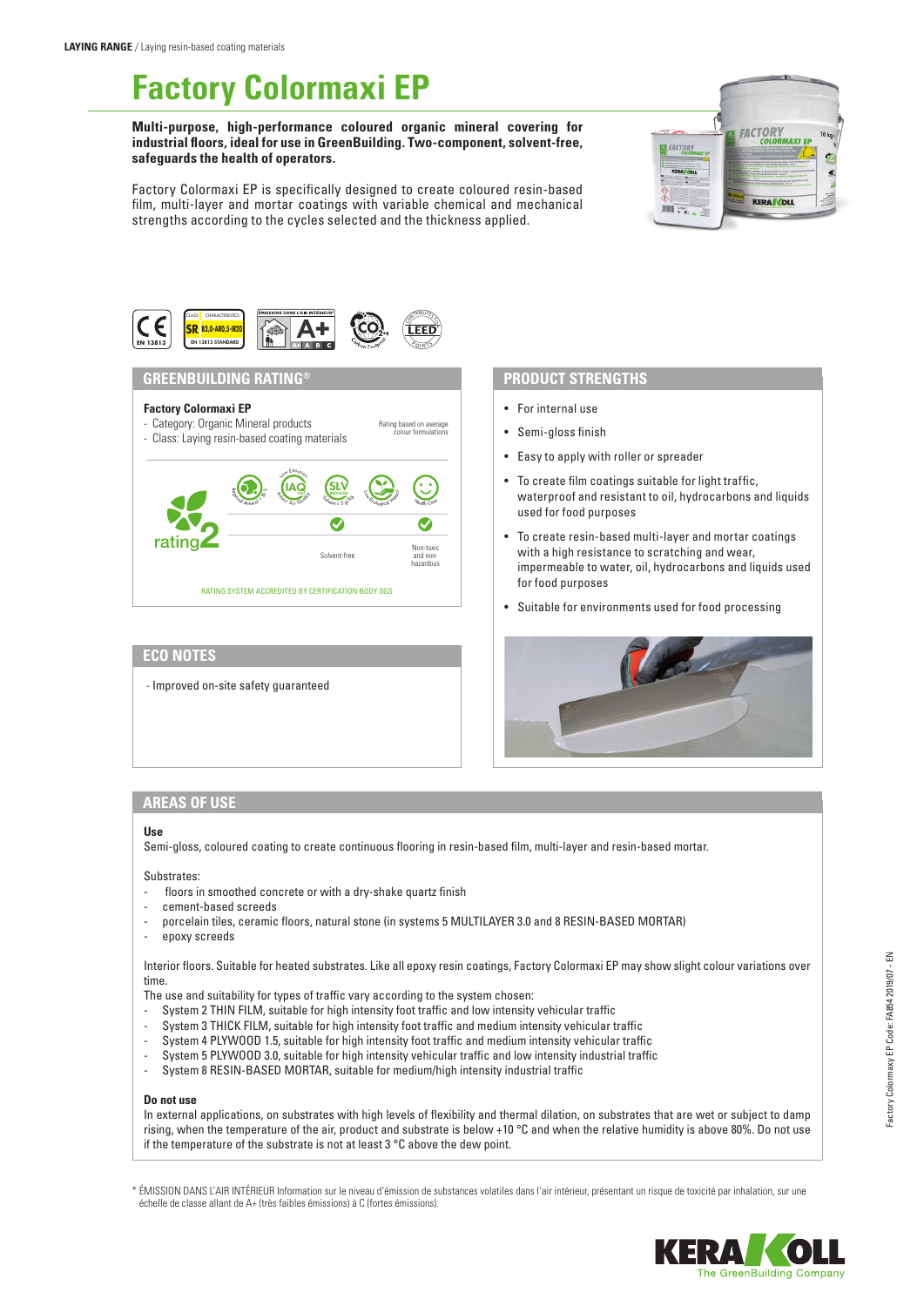**LAYING RANGE** / Laying resin-based coating materials

# Factory Colormaxi EP

**Multi-purpose, high-performance coloured organic mineral covering for industrial floors, ideal for use in GreenBuilding. Two-component, solvent-free, safeguards the health of operators.**

Factory Colormaxi EP is specifically designed to create coloured resin-based film, multi-layer and mortar coatings with variable chemical and mechanical strengths according to the cycles selected and the thickness applied.

EN 13813 | CLASS SR | CHARACTERISTICS B2,0-AR0,5-IR20 | EN 13813 STANDARD | ÉMISSIONS DANS L'AIR INTÉRIEUR* A+ | LEED

## GREENBUILDING RATING®

**Factory Colormaxi EP**
- Category: Organic Mineral products
- Class: Laying resin-based coating materials

Rating based on average colour formulations

rating 2

| Regional Mineral | Low Emission IAQ Indoor Air Quality | SLV Solvent ≤ 5 g/kg | Low Ecological Impact | Health Care |
|---|---|---|---|---|
| | | ✔ | | ✔ |
| | | Solvent-free | | Non-toxic and non-hazardous |

RATING SYSTEM ACCREDITED BY CERTIFICATION BODY SGS

## ECO NOTES

- Improved on-site safety guaranteed

## PRODUCT STRENGTHS

- For internal use
- Semi-gloss finish
- Easy to apply with roller or spreader
- To create film coatings suitable for light traffic, waterproof and resistant to oil, hydrocarbons and liquids used for food purposes
- To create resin-based multi-layer and mortar coatings with a high resistance to scratching and wear, impermeable to water, oil, hydrocarbons and liquids used for food purposes
- Suitable for environments used for food processing

## AREAS OF USE

**Use**

Semi-gloss, coloured coating to create continuous flooring in resin-based film, multi-layer and resin-based mortar.

Substrates:
- floors in smoothed concrete or with a dry-shake quartz finish
- cement-based screeds
- porcelain tiles, ceramic floors, natural stone (in systems 5 MULTILAYER 3.0 and 8 RESIN-BASED MORTAR)
- epoxy screeds

Interior floors. Suitable for heated substrates. Like all epoxy resin coatings, Factory Colormaxi EP may show slight colour variations over time.

The use and suitability for types of traffic vary according to the system chosen:
- System 2 THIN FILM, suitable for high intensity foot traffic and low intensity vehicular traffic
- System 3 THICK FILM, suitable for high intensity foot traffic and medium intensity vehicular traffic
- System 4 PLYWOOD 1.5, suitable for high intensity foot traffic and medium intensity vehicular traffic
- System 5 PLYWOOD 3.0, suitable for high intensity vehicular traffic and low intensity industrial traffic
- System 8 RESIN-BASED MORTAR, suitable for medium/high intensity industrial traffic

**Do not use**

In external applications, on substrates with high levels of flexibility and thermal dilation, on substrates that are wet or subject to damp rising, when the temperature of the air, product and substrate is below +10 °C and when the relative humidity is above 80%. Do not use if the temperature of the substrate is not at least 3 °C above the dew point.

\* ÉMISSION DANS L'AIR INTÉRIEUR Information sur le niveau d'émission de substances volatiles dans l'air intérieur, présentant un risque de toxicité par inhalation, sur une échelle de classe allant de A+ (très faibles émissions) à C (fortes émissions).

Factory Colormaxy EP Code: FA854 2019/07 - EN

KERAKOLL The GreenBuilding Company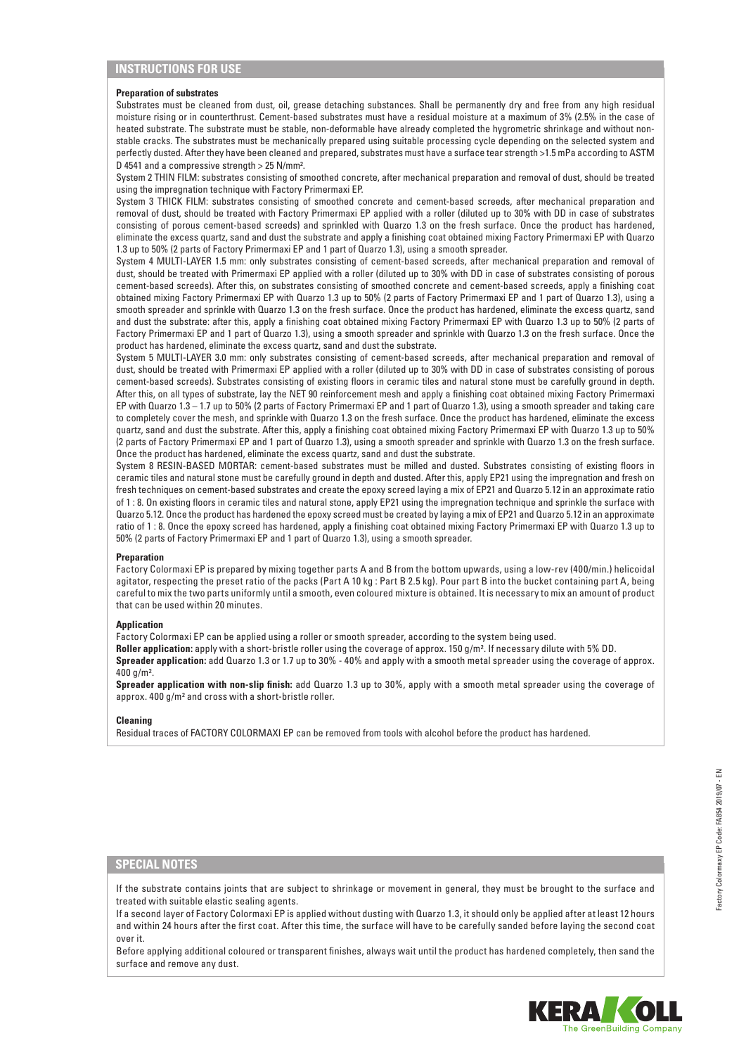## INSTRUCTIONS FOR USE

**Preparation of substrates**

Substrates must be cleaned from dust, oil, grease detaching substances. Shall be permanently dry and free from any high residual moisture rising or in counterthrust. Cement-based substrates must have a residual moisture at a maximum of 3% (2.5% in the case of heated substrate. The substrate must be stable, non-deformable have already completed the hygrometric shrinkage and without non-stable cracks. The substrates must be mechanically prepared using suitable processing cycle depending on the selected system and perfectly dusted. After they have been cleaned and prepared, substrates must have a surface tear strength >1.5 mPa according to ASTM D 4541 and a compressive strength > 25 N/mm².

System 2 THIN FILM: substrates consisting of smoothed concrete, after mechanical preparation and removal of dust, should be treated using the impregnation technique with Factory Primermaxi EP.

System 3 THICK FILM: substrates consisting of smoothed concrete and cement-based screeds, after mechanical preparation and removal of dust, should be treated with Factory Primermaxi EP applied with a roller (diluted up to 30% with DD in case of substrates consisting of porous cement-based screeds) and sprinkled with Quarzo 1.3 on the fresh surface. Once the product has hardened, eliminate the excess quartz, sand and dust the substrate and apply a finishing coat obtained mixing Factory Primermaxi EP with Quarzo 1.3 up to 50% (2 parts of Factory Primermaxi EP and 1 part of Quarzo 1.3), using a smooth spreader.

System 4 MULTI-LAYER 1.5 mm: only substrates consisting of cement-based screeds, after mechanical preparation and removal of dust, should be treated with Primermaxi EP applied with a roller (diluted up to 30% with DD in case of substrates consisting of porous cement-based screeds). After this, on substrates consisting of smoothed concrete and cement-based screeds, apply a finishing coat obtained mixing Factory Primermaxi EP with Quarzo 1.3 up to 50% (2 parts of Factory Primermaxi EP and 1 part of Quarzo 1.3), using a smooth spreader and sprinkle with Quarzo 1.3 on the fresh surface. Once the product has hardened, eliminate the excess quartz, sand and dust the substrate: after this, apply a finishing coat obtained mixing Factory Primermaxi EP with Quarzo 1.3 up to 50% (2 parts of Factory Primermaxi EP and 1 part of Quarzo 1.3), using a smooth spreader and sprinkle with Quarzo 1.3 on the fresh surface. Once the product has hardened, eliminate the excess quartz, sand and dust the substrate.

System 5 MULTI-LAYER 3.0 mm: only substrates consisting of cement-based screeds, after mechanical preparation and removal of dust, should be treated with Primermaxi EP applied with a roller (diluted up to 30% with DD in case of substrates consisting of porous cement-based screeds). Substrates consisting of existing floors in ceramic tiles and natural stone must be carefully ground in depth. After this, on all types of substrate, lay the NET 90 reinforcement mesh and apply a finishing coat obtained mixing Factory Primermaxi EP with Quarzo 1.3 – 1.7 up to 50% (2 parts of Factory Primermaxi EP and 1 part of Quarzo 1.3), using a smooth spreader and taking care to completely cover the mesh, and sprinkle with Quarzo 1.3 on the fresh surface. Once the product has hardened, eliminate the excess quartz, sand and dust the substrate. After this, apply a finishing coat obtained mixing Factory Primermaxi EP with Quarzo 1.3 up to 50% (2 parts of Factory Primermaxi EP and 1 part of Quarzo 1.3), using a smooth spreader and sprinkle with Quarzo 1.3 on the fresh surface. Once the product has hardened, eliminate the excess quartz, sand and dust the substrate.

System 8 RESIN-BASED MORTAR: cement-based substrates must be milled and dusted. Substrates consisting of existing floors in ceramic tiles and natural stone must be carefully ground in depth and dusted. After this, apply EP21 using the impregnation and fresh on fresh techniques on cement-based substrates and create the epoxy screed laying a mix of EP21 and Quarzo 5.12 in an approximate ratio of 1 : 8. On existing floors in ceramic tiles and natural stone, apply EP21 using the impregnation technique and sprinkle the surface with Quarzo 5.12. Once the product has hardened the epoxy screed must be created by laying a mix of EP21 and Quarzo 5.12 in an approximate ratio of 1 : 8. Once the epoxy screed has hardened, apply a finishing coat obtained mixing Factory Primermaxi EP with Quarzo 1.3 up to 50% (2 parts of Factory Primermaxi EP and 1 part of Quarzo 1.3), using a smooth spreader.

**Preparation**

Factory Colormaxi EP is prepared by mixing together parts A and B from the bottom upwards, using a low-rev (400/min.) helicoidal agitator, respecting the preset ratio of the packs (Part A 10 kg : Part B 2.5 kg). Pour part B into the bucket containing part A, being careful to mix the two parts uniformly until a smooth, even coloured mixture is obtained. It is necessary to mix an amount of product that can be used within 20 minutes.

**Application**

Factory Colormaxi EP can be applied using a roller or smooth spreader, according to the system being used.

**Roller application:** apply with a short-bristle roller using the coverage of approx. 150 g/m². If necessary dilute with 5% DD.

**Spreader application:** add Quarzo 1.3 or 1.7 up to 30% - 40% and apply with a smooth metal spreader using the coverage of approx. 400 g/m².

**Spreader application with non-slip finish:** add Quarzo 1.3 up to 30%, apply with a smooth metal spreader using the coverage of approx. 400 g/m² and cross with a short-bristle roller.

**Cleaning**

Residual traces of FACTORY COLORMAXI EP can be removed from tools with alcohol before the product has hardened.

## SPECIAL NOTES

If the substrate contains joints that are subject to shrinkage or movement in general, they must be brought to the surface and treated with suitable elastic sealing agents.

If a second layer of Factory Colormaxi EP is applied without dusting with Quarzo 1.3, it should only be applied after at least 12 hours and within 24 hours after the first coat. After this time, the surface will have to be carefully sanded before laying the second coat over it.

Before applying additional coloured or transparent finishes, always wait until the product has hardened completely, then sand the surface and remove any dust.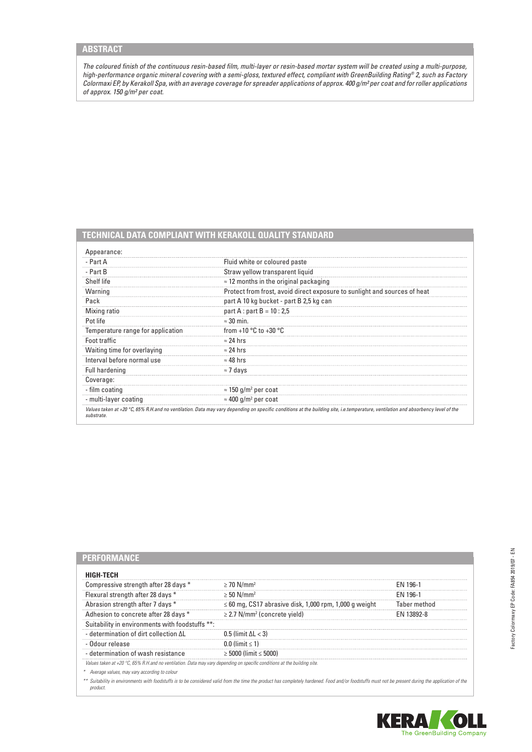## ABSTRACT

*The coloured finish of the continuous resin-based film, multi-layer or resin-based mortar system will be created using a multi-purpose, high-performance organic mineral covering with a semi-gloss, textured effect, compliant with GreenBuilding Rating® 2, such as Factory Colormaxi EP, by Kerakoll Spa, with an average coverage for spreader applications of approx. 400 g/m² per coat and for roller applications of approx. 150 g/m² per coat.*

## TECHNICAL DATA COMPLIANT WITH KERAKOLL QUALITY STANDARD

| | |
|---|---|
| Appearance: | |
| - Part A | Fluid white or coloured paste |
| - Part B | Straw yellow transparent liquid |
| Shelf life | ≈ 12 months in the original packaging |
| Warning | Protect from frost, avoid direct exposure to sunlight and sources of heat |
| Pack | part A 10 kg bucket - part B 2,5 kg can |
| Mixing ratio | part A : part B = 10 : 2,5 |
| Pot life | ≈ 30 min. |
| Temperature range for application | from +10 °C to +30 °C |
| Foot traffic | ≈ 24 hrs |
| Waiting time for overlaying | ≈ 24 hrs |
| Interval before normal use | ≈ 48 hrs |
| Full hardening | ≈ 7 days |
| Coverage: | |
| - film coating | ≈ 150 g/m² per coat |
| - multi-layer coating | ≈ 400 g/m² per coat |

*Values taken at +20 °C, 65% R.H.and no ventilation. Data may vary depending on specific conditions at the building site, i.e.temperature, ventilation and absorbency level of the substrate.*

## PERFORMANCE

| HIGH-TECH | | |
|---|---|---|
| Compressive strength after 28 days * | ≥ 70 N/mm² | EN 196-1 |
| Flexural strength after 28 days * | ≥ 50 N/mm² | EN 196-1 |
| Abrasion strength after 7 days * | ≤ 60 mg, CS17 abrasive disk, 1,000 rpm, 1,000 g weight | Taber method |
| Adhesion to concrete after 28 days * | ≥ 2.7 N/mm² (concrete yield) | EN 13892-8 |
| Suitability in environments with foodstuffs **: | | |
| - determination of dirt collection ΔL | 0.5 (limit ΔL < 3) | |
| - Odour release | 0.0 (limit ≤ 1) | |
| - determination of wash resistance | ≥ 5000 (limit ≤ 5000) | |

*Values taken at +20 °C, 65% R.H.and no ventilation. Data may vary depending on specific conditions at the building site.*

\* *Average values, may vary according to colour*

\*\* *Suitability in environments with foodstuffs is to be considered valid from the time the product has completely hardened. Food and/or foodstuffs must not be present during the application of the product.*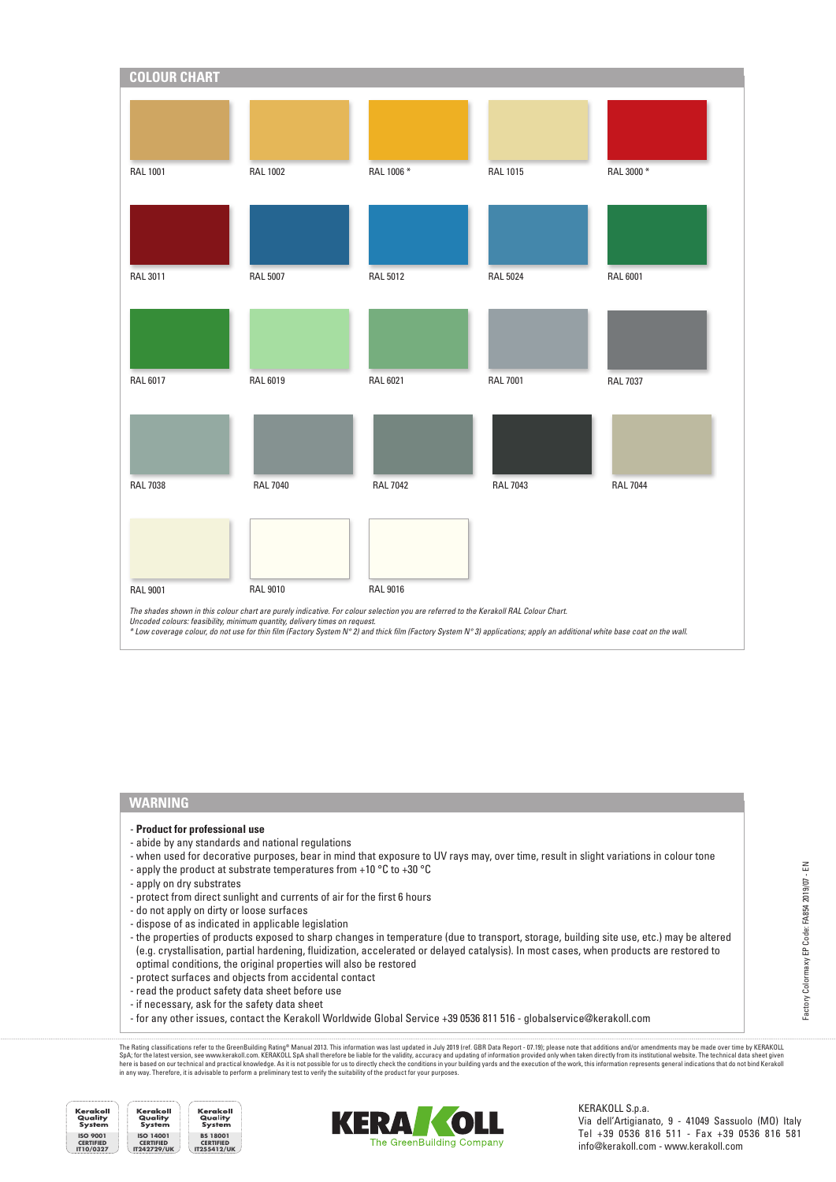## COLOUR CHART

RAL 1001
RAL 1002
RAL 1006 *
RAL 1015
RAL 3000 *
RAL 3011
RAL 5007
RAL 5012
RAL 5024
RAL 6001
RAL 6017
RAL 6019
RAL 6021
RAL 7001
RAL 7037
RAL 7038
RAL 7040
RAL 7042
RAL 7043
RAL 7044
RAL 9001
RAL 9010
RAL 9016

*The shades shown in this colour chart are purely indicative. For colour selection you are referred to the Kerakoll RAL Colour Chart.*
*Uncoded colours: feasibility, minimum quantity, delivery times on request.*
** Low coverage colour, do not use for thin film (Factory System N° 2) and thick film (Factory System N° 3) applications; apply an additional white base coat on the wall.*

## WARNING

- **Product for professional use**
- abide by any standards and national regulations
- when used for decorative purposes, bear in mind that exposure to UV rays may, over time, result in slight variations in colour tone
- apply the product at substrate temperatures from +10 °C to +30 °C
- apply on dry substrates
- protect from direct sunlight and currents of air for the first 6 hours
- do not apply on dirty or loose surfaces
- dispose of as indicated in applicable legislation
- the properties of products exposed to sharp changes in temperature (due to transport, storage, building site use, etc.) may be altered (e.g. crystallisation, partial hardening, fluidization, accelerated or delayed catalysis). In most cases, when products are restored to optimal conditions, the original properties will also be restored
- protect surfaces and objects from accidental contact
- read the product safety data sheet before use
- if necessary, ask for the safety data sheet
- for any other issues, contact the Kerakoll Worldwide Global Service +39 0536 811 516 - globalservice@kerakoll.com

Factory Colormaxy EP Code: FA854 2019/07 - EN

The Rating classifications refer to the GreenBuilding Rating® Manual 2013. This information was last updated in July 2019 (ref. GBR Data Report - 07.19); please note that additions and/or amendments may be made over time by KERAKOLL SpA; for the latest version, see www.kerakoll.com. KERAKOLL SpA shall therefore be liable for the validity, accuracy and updating of information provided only when taken directly from its institutional website. The technical data sheet given here is based on our technical and practical knowledge. As it is not possible for us to directly check the conditions in your building yards and the execution of the work, this information represents general indications that do not bind Kerakoll in any way. Therefore, it is advisable to perform a preliminary test to verify the suitability of the product for your purposes.

Kerakoll Quality System ISO 9001 CERTIFIED IT10/0327
Kerakoll Quality System ISO 14001 CERTIFIED IT242729/UK
Kerakoll Quality System BS 18001 CERTIFIED IT255412/UK

KERAKOLL The GreenBuilding Company

KERAKOLL S.p.a.
Via dell'Artigianato, 9 - 41049 Sassuolo (MO) Italy
Tel +39 0536 816 511 - Fax +39 0536 816 581
info@kerakoll.com - www.kerakoll.com